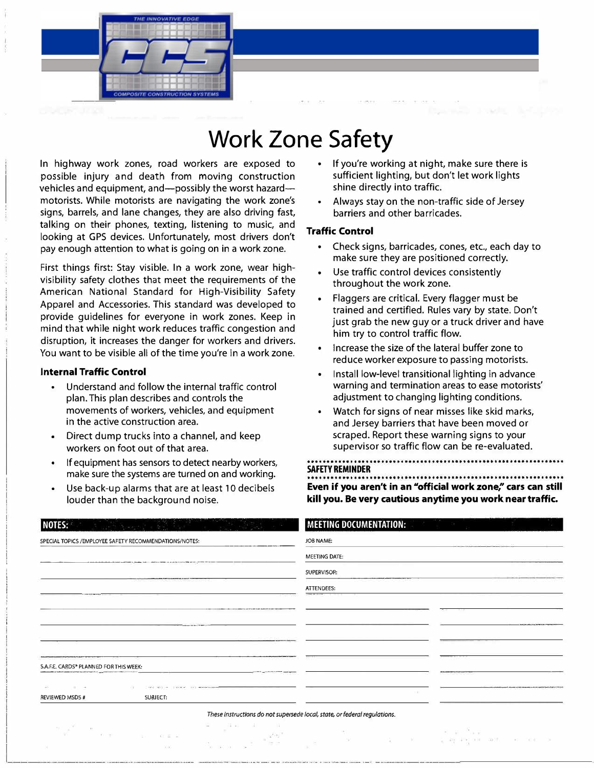# Work Zone Safety

In highway work zones, road workers are exposed to possible injury and death from moving construction vehicles and equipment, and—possibly the worst hazard—motorists. While motorists are navigating the work zone's signs, barrels, and lane changes, they are also driving fast, talking on their phones, texting, listening to music, and looking at GPS devices. Unfortunately, most drivers don't pay enough attention to what is going on in a work zone.

First things first: Stay visible. In a work zone, wear high-visibility safety clothes that meet the requirements of the American National Standard for High-Visibility Safety Apparel and Accessories. This standard was developed to provide guidelines for everyone in work zones. Keep in mind that while night work reduces traffic congestion and disruption, it increases the danger for workers and drivers. You want to be visible all of the time you're in a work zone.

### Internal Traffic Control

- Understand and follow the internal traffic control plan. This plan describes and controls the movements of workers, vehicles, and equipment in the active construction area.
- Direct dump trucks into a channel, and keep workers on foot out of that area.
- If equipment has sensors to detect nearby workers, make sure the systems are turned on and working.
- Use back-up alarms that are at least 10 decibels louder than the background noise.
- If you're working at night, make sure there is sufficient lighting, but don't let work lights shine directly into traffic.
- Always stay on the non-traffic side of Jersey barriers and other barricades.

### Traffic Control

- Check signs, barricades, cones, etc., each day to make sure they are positioned correctly.
- Use traffic control devices consistently throughout the work zone.
- Flaggers are critical. Every flagger must be trained and certified. Rules vary by state. Don't just grab the new guy or a truck driver and have him try to control traffic flow.
- Increase the size of the lateral buffer zone to reduce worker exposure to passing motorists.
- Install low-level transitional lighting in advance warning and termination areas to ease motorists' adjustment to changing lighting conditions.
- Watch for signs of near misses like skid marks, and Jersey barriers that have been moved or scraped. Report these warning signs to your supervisor so traffic flow can be re-evaluated.

**SAFETY REMINDER**

**Even if you aren't in an "official work zone," cars can still kill you. Be very cautious anytime you work near traffic.**

**NOTES:**

SPECIAL TOPICS /EMPLOYEE SAFETY RECOMMENDATIONS/NOTES:

S.A.F.E. CARDS® PLANNED FOR THIS WEEK:

REVIEWED MSDS # SUBJECT:

**MEETING DOCUMENTATION:**

JOB NAME:

MEETING DATE:

SUPERVISOR:

ATTENDEES:

*These instructions do not supersede local, state, or federal regulations.*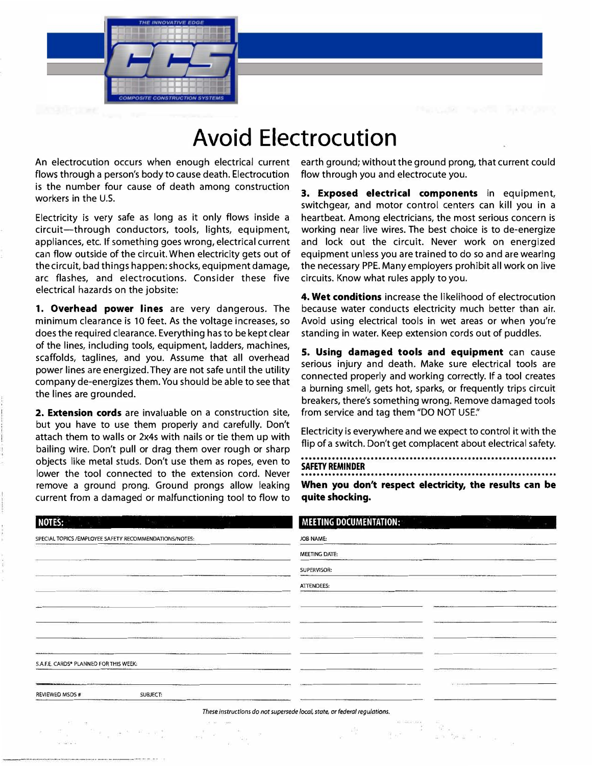THE INNOVATIVE EDGE

CCS

COMPOSITE CONSTRUCTION SYSTEMS

# Avoid Electrocution

An electrocution occurs when enough electrical current flows through a person's body to cause death. Electrocution is the number four cause of death among construction workers in the U.S.

Electricity is very safe as long as it only flows inside a circuit—through conductors, tools, lights, equipment, appliances, etc. If something goes wrong, electrical current can flow outside of the circuit. When electricity gets out of the circuit, bad things happen: shocks, equipment damage, arc flashes, and electrocutions. Consider these five electrical hazards on the jobsite:

**1. Overhead power lines** are very dangerous. The minimum clearance is 10 feet. As the voltage increases, so does the required clearance. Everything has to be kept clear of the lines, including tools, equipment, ladders, machines, scaffolds, taglines, and you. Assume that all overhead power lines are energized. They are not safe until the utility company de-energizes them. You should be able to see that the lines are grounded.

**2. Extension cords** are invaluable on a construction site, but you have to use them properly and carefully. Don't attach them to walls or 2x4s with nails or tie them up with bailing wire. Don't pull or drag them over rough or sharp objects like metal studs. Don't use them as ropes, even to lower the tool connected to the extension cord. Never remove a ground prong. Ground prongs allow leaking current from a damaged or malfunctioning tool to flow to earth ground; without the ground prong, that current could flow through you and electrocute you.

**3. Exposed electrical components** in equipment, switchgear, and motor control centers can kill you in a heartbeat. Among electricians, the most serious concern is working near live wires. The best choice is to de-energize and lock out the circuit. Never work on energized equipment unless you are trained to do so and are wearing the necessary PPE. Many employers prohibit all work on live circuits. Know what rules apply to you.

**4. Wet conditions** increase the likelihood of electrocution because water conducts electricity much better than air. Avoid using electrical tools in wet areas or when you're standing in water. Keep extension cords out of puddles.

**5. Using damaged tools and equipment** can cause serious injury and death. Make sure electrical tools are connected properly and working correctly. If a tool creates a burning smell, gets hot, sparks, or frequently trips circuit breakers, there's something wrong. Remove damaged tools from service and tag them "DO NOT USE."

Electricity is everywhere and we expect to control it with the flip of a switch. Don't get complacent about electrical safety.

**SAFETY REMINDER**

**When you don't respect electricity, the results can be quite shocking.**

**NOTES:**

SPECIAL TOPICS /EMPLOYEE SAFETY RECOMMENDATIONS/NOTES:

S.A.F.E. CARDS® PLANNED FOR THIS WEEK:

REVIEWED MSDS # SUBJECT:

**MEETING DOCUMENTATION:**

JOB NAME:

MEETING DATE:

SUPERVISOR:

ATTENDEES:

*These instructions do not supersede local, state, or federal regulations.*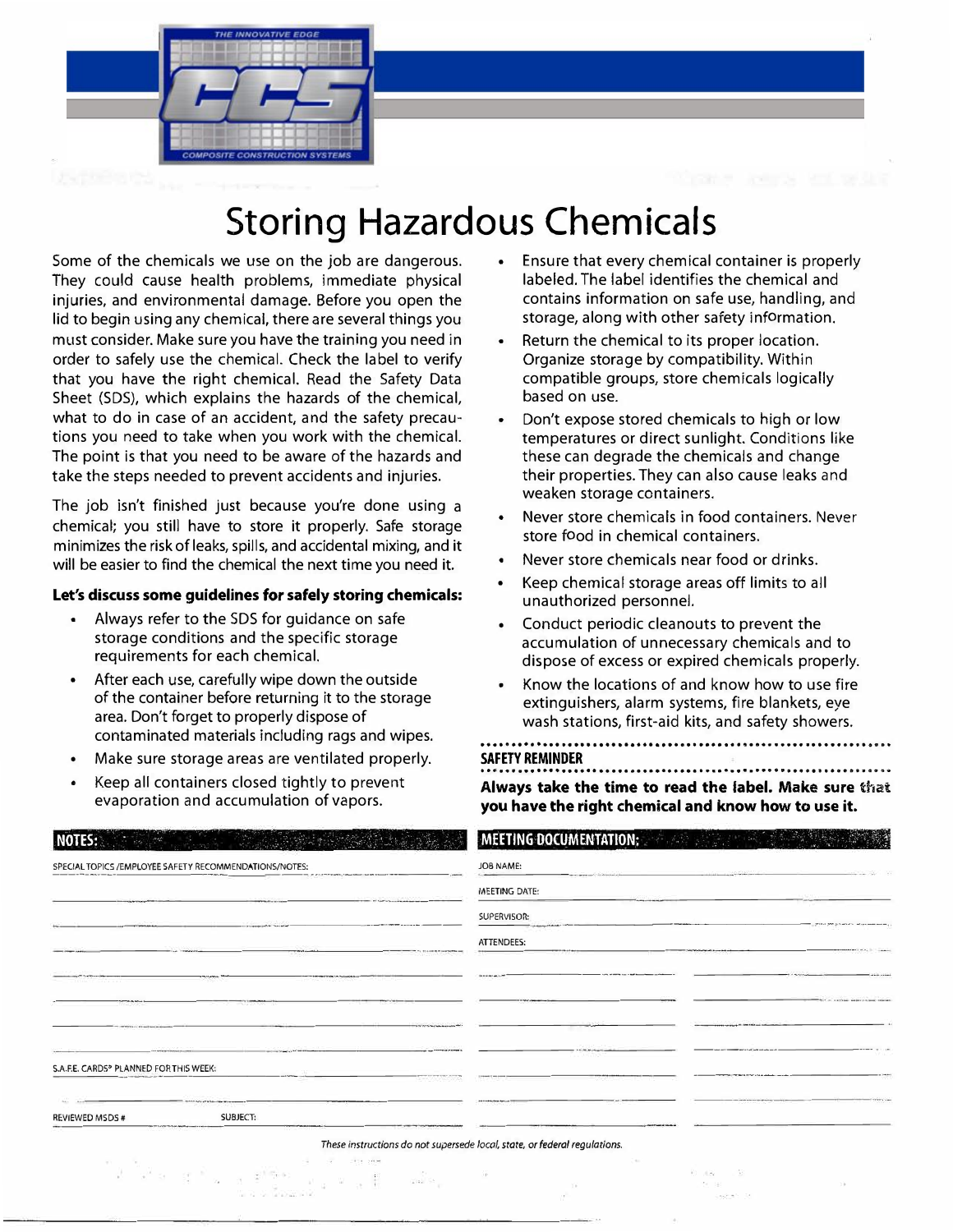# Storing Hazardous Chemicals

Some of the chemicals we use on the job are dangerous. They could cause health problems, immediate physical injuries, and environmental damage. Before you open the lid to begin using any chemical, there are several things you must consider. Make sure you have the training you need in order to safely use the chemical. Check the label to verify that you have the right chemical. Read the Safety Data Sheet (SDS), which explains the hazards of the chemical, what to do in case of an accident, and the safety precautions you need to take when you work with the chemical. The point is that you need to be aware of the hazards and take the steps needed to prevent accidents and injuries.

The job isn't finished just because you're done using a chemical; you still have to store it properly. Safe storage minimizes the risk of leaks, spills, and accidental mixing, and it will be easier to find the chemical the next time you need it.

**Let's discuss some guidelines for safely storing chemicals:**

- Always refer to the SDS for guidance on safe storage conditions and the specific storage requirements for each chemical.
- After each use, carefully wipe down the outside of the container before returning it to the storage area. Don't forget to properly dispose of contaminated materials including rags and wipes.
- Make sure storage areas are ventilated properly.
- Keep all containers closed tightly to prevent evaporation and accumulation of vapors.
- Ensure that every chemical container is properly labeled. The label identifies the chemical and contains information on safe use, handling, and storage, along with other safety information.
- Return the chemical to its proper location. Organize storage by compatibility. Within compatible groups, store chemicals logically based on use.
- Don't expose stored chemicals to high or low temperatures or direct sunlight. Conditions like these can degrade the chemicals and change their properties. They can also cause leaks and weaken storage containers.
- Never store chemicals in food containers. Never store food in chemical containers.
- Never store chemicals near food or drinks.
- Keep chemical storage areas off limits to all unauthorized personnel.
- Conduct periodic cleanouts to prevent the accumulation of unnecessary chemicals and to dispose of excess or expired chemicals properly.
- Know the locations of and know how to use fire extinguishers, alarm systems, fire blankets, eye wash stations, first-aid kits, and safety showers.

**SAFETY REMINDER**

**Always take the time to read the label. Make sure that you have the right chemical and know how to use it.**

**NOTES:**

SPECIAL TOPICS /EMPLOYEE SAFETY RECOMMENDATIONS/NOTES:

S.A.F.E. CARDS® PLANNED FOR THIS WEEK:

REVIEWED MSDS #　　　SUBJECT:

**MEETING DOCUMENTATION:**

JOB NAME:

MEETING DATE:

SUPERVISOR:

ATTENDEES:

*These instructions do not supersede local, state, or federal regulations.*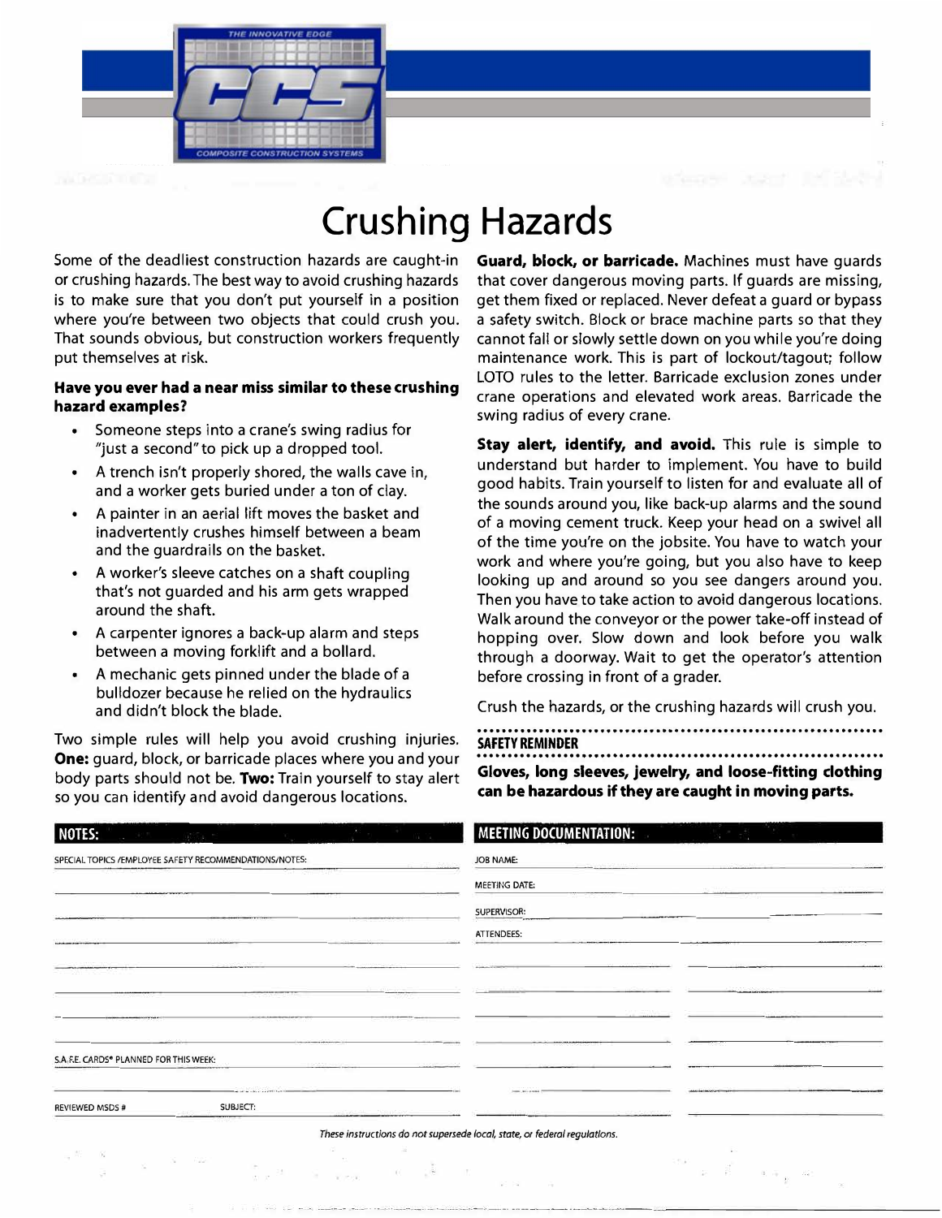# Crushing Hazards

Some of the deadliest construction hazards are caught-in or crushing hazards. The best way to avoid crushing hazards is to make sure that you don't put yourself in a position where you're between two objects that could crush you. That sounds obvious, but construction workers frequently put themselves at risk.

**Have you ever had a near miss similar to these crushing hazard examples?**

- Someone steps into a crane's swing radius for "just a second" to pick up a dropped tool.
- A trench isn't properly shored, the walls cave in, and a worker gets buried under a ton of clay.
- A painter in an aerial lift moves the basket and inadvertently crushes himself between a beam and the guardrails on the basket.
- A worker's sleeve catches on a shaft coupling that's not guarded and his arm gets wrapped around the shaft.
- A carpenter ignores a back-up alarm and steps between a moving forklift and a bollard.
- A mechanic gets pinned under the blade of a bulldozer because he relied on the hydraulics and didn't block the blade.

Two simple rules will help you avoid crushing injuries. **One:** guard, block, or barricade places where you and your body parts should not be. **Two:** Train yourself to stay alert so you can identify and avoid dangerous locations.

**Guard, block, or barricade.** Machines must have guards that cover dangerous moving parts. If guards are missing, get them fixed or replaced. Never defeat a guard or bypass a safety switch. Block or brace machine parts so that they cannot fall or slowly settle down on you while you're doing maintenance work. This is part of lockout/tagout; follow LOTO rules to the letter. Barricade exclusion zones under crane operations and elevated work areas. Barricade the swing radius of every crane.

**Stay alert, identify, and avoid.** This rule is simple to understand but harder to implement. You have to build good habits. Train yourself to listen for and evaluate all of the sounds around you, like back-up alarms and the sound of a moving cement truck. Keep your head on a swivel all of the time you're on the jobsite. You have to watch your work and where you're going, but you also have to keep looking up and around so you see dangers around you. Then you have to take action to avoid dangerous locations. Walk around the conveyor or the power take-off instead of hopping over. Slow down and look before you walk through a doorway. Wait to get the operator's attention before crossing in front of a grader.

Crush the hazards, or the crushing hazards will crush you.

**SAFETY REMINDER**

**Gloves, long sleeves, jewelry, and loose-fitting clothing can be hazardous if they are caught in moving parts.**

**NOTES:**

SPECIAL TOPICS /EMPLOYEE SAFETY RECOMMENDATIONS/NOTES:

S.A.F.E. CARDS® PLANNED FOR THIS WEEK:

REVIEWED MSDS #  SUBJECT:

**MEETING DOCUMENTATION:**

JOB NAME:

MEETING DATE:

SUPERVISOR:

ATTENDEES:

*These instructions do not supersede local, state, or federal regulations.*